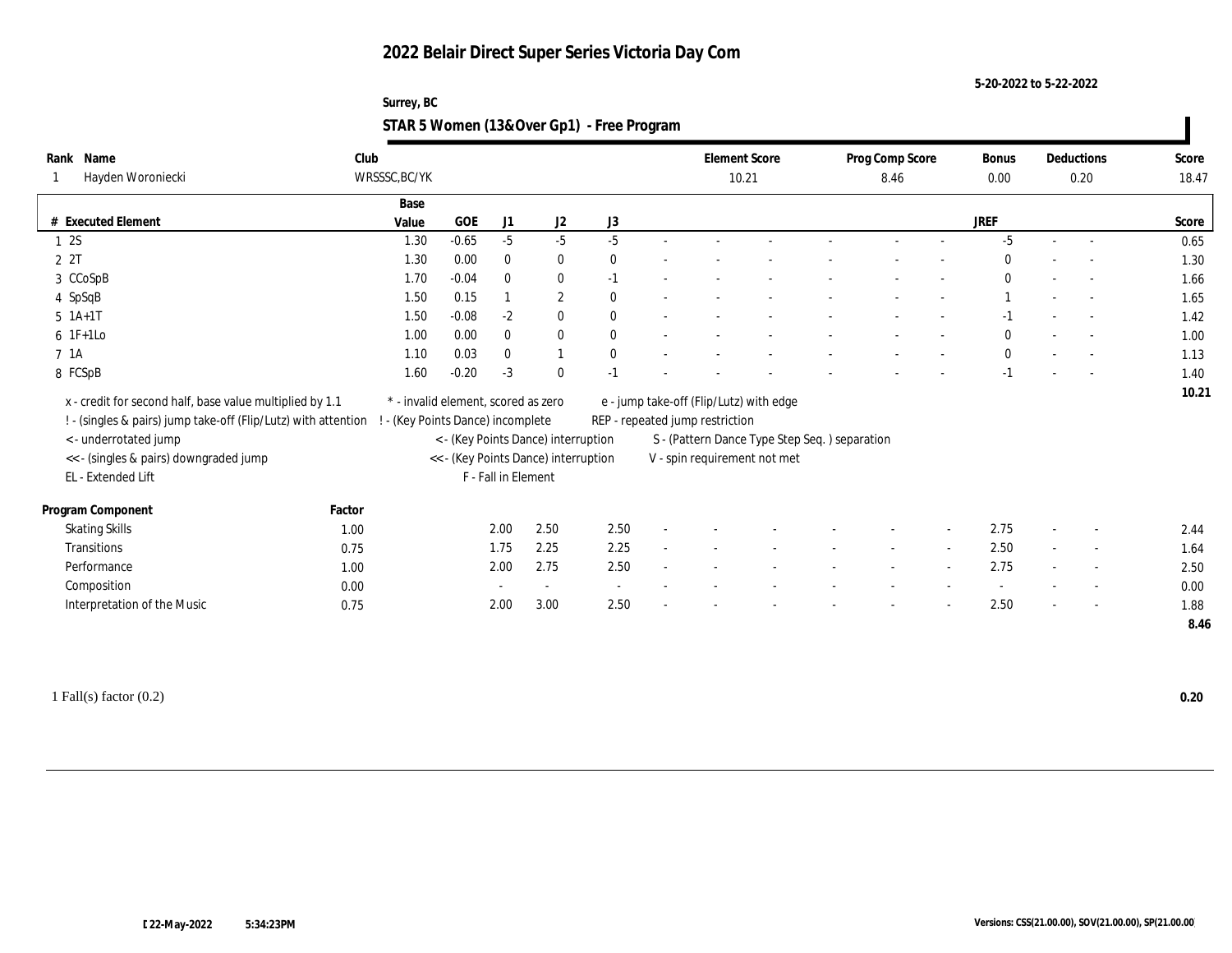# 2022 Belair Direct Super Series Victoria Day Com

5-20-2022 to 5-22-2022

Surrey, BC

## STAR 5 Women (13&Over Gp1) - Free Program

| Rank | Name | Club | Element Score | Prog Comp Score | Bonus | Deductions | Score |
|---|---|---|---|---|---|---|---|
| 1 | Hayden Woroniecki | WRSSSC,BC/YK | 10.21 | 8.46 | 0.00 | 0.20 | 18.47 |

| # | Executed Element | Base Value | GOE | J1 | J2 | J3 | | | | | | | | | JREF | | | Score |
|---|---|---|---|---|---|---|---|---|---|---|---|---|---|---|---|---|---|---|
| 1 | 2S | 1.30 | -0.65 | -5 | -5 | -5 | - | - | - | - | - | - | - | | -5 | - | - | 0.65 |
| 2 | 2T | 1.30 | 0.00 | 0 | 0 | 0 | - | - | - | - | - | - | - | | 0 | - | - | 1.30 |
| 3 | CCoSpB | 1.70 | -0.04 | 0 | 0 | -1 | - | - | - | - | - | - | - | | 0 | - | - | 1.66 |
| 4 | SpSqB | 1.50 | 0.15 | 1 | 2 | 0 | - | - | - | - | - | - | - | | 1 | - | - | 1.65 |
| 5 | 1A+1T | 1.50 | -0.08 | -2 | 0 | 0 | - | - | - | - | - | - | - | | -1 | - | - | 1.42 |
| 6 | 1F+1Lo | 1.00 | 0.00 | 0 | 0 | 0 | - | - | - | - | - | - | - | | 0 | - | - | 1.00 |
| 7 | 1A | 1.10 | 0.03 | 0 | 1 | 0 | - | - | - | - | - | - | - | | 0 | - | - | 1.13 |
| 8 | FCSpB | 1.60 | -0.20 | -3 | 0 | -1 | - | - | - | - | - | - | - | | -1 | - | - | 1.40 |
| | | | | | | | | | | | | | | | | | | 10.21 |

x - credit for second half, base value multiplied by 1.1
! - (singles & pairs) jump take-off (Flip/Lutz) with attention
< - underrotated jump
<< - (singles & pairs) downgraded jump
EL - Extended Lift
\* - invalid element, scored as zero
! - (Key Points Dance) incomplete
< - (Key Points Dance) interruption
<< - (Key Points Dance) interruption
F - Fall in Element
e - jump take-off (Flip/Lutz) with edge
REP - repeated jump restriction
S - (Pattern Dance Type Step Seq. ) separation
V - spin requirement not met

| Program Component | Factor | J1 | J2 | J3 | | | | | | | | JREF | | | Score |
|---|---|---|---|---|---|---|---|---|---|---|---|---|---|---|---|
| Skating Skills | 1.00 | 2.00 | 2.50 | 2.50 | - | - | - | - | - | - | - | 2.75 | - | - | 2.44 |
| Transitions | 0.75 | 1.75 | 2.25 | 2.25 | - | - | - | - | - | - | - | 2.50 | - | - | 1.64 |
| Performance | 1.00 | 2.00 | 2.75 | 2.50 | - | - | - | - | - | - | - | 2.75 | - | - | 2.50 |
| Composition | 0.00 | - | - | - | - | - | - | - | - | - | - | - | - | - | 0.00 |
| Interpretation of the Music | 0.75 | 2.00 | 3.00 | 2.50 | - | - | - | - | - | - | - | 2.50 | - | - | 1.88 |
| | | | | | | | | | | | | | | | 8.46 |

1 Fall(s) factor (0.2) **0.20**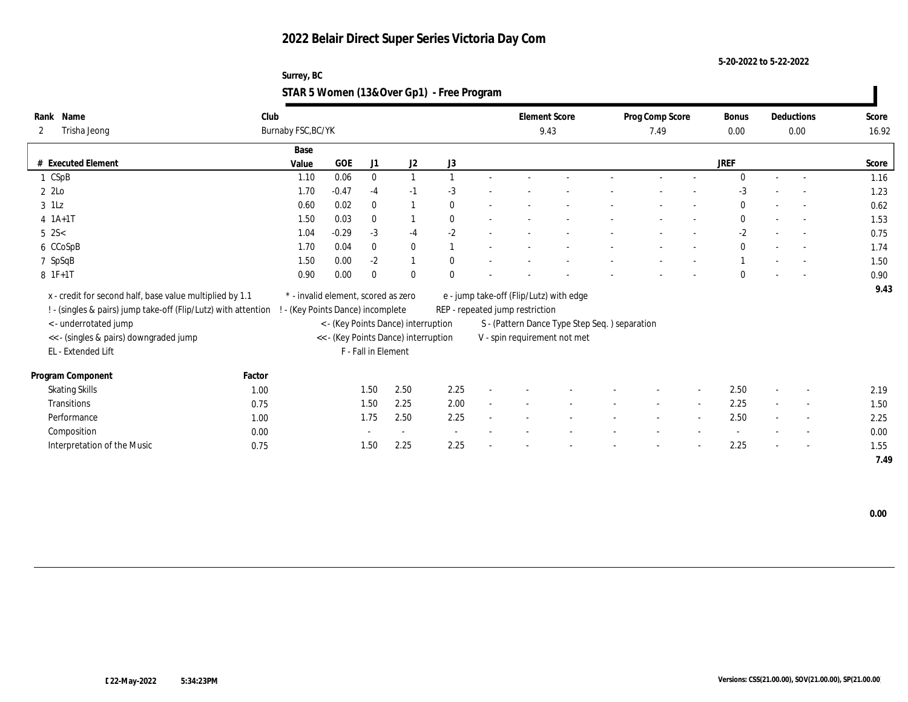# 2022 Belair Direct Super Series Victoria Day Com

5-20-2022 to 5-22-2022

Surrey, BC

## STAR 5 Women (13&Over Gp1) - Free Program

| Rank | Name | Club | Element Score | Prog Comp Score | Bonus | Deductions | Score |
|---|---|---|---|---|---|---|---|
| 2 | Trisha Jeong | Burnaby FSC,BC/YK | 9.43 | 7.49 | 0.00 | 0.00 | 16.92 |

| # | Executed Element | Base Value | GOE | J1 | J2 | J3 | | | | | | | JREF | | | Score |
|---|---|---|---|---|---|---|---|---|---|---|---|---|---|---|---|---|
| 1 | CSpB | 1.10 | 0.06 | 0 | 1 | 1 | - | - | - | - | - | - | 0 | - | - | 1.16 |
| 2 | 2Lo | 1.70 | -0.47 | -4 | -1 | -3 | - | - | - | - | - | - | -3 | - | - | 1.23 |
| 3 | 1Lz | 0.60 | 0.02 | 0 | 1 | 0 | - | - | - | - | - | - | 0 | - | - | 0.62 |
| 4 | 1A+1T | 1.50 | 0.03 | 0 | 1 | 0 | - | - | - | - | - | - | 0 | - | - | 1.53 |
| 5 | 2S< | 1.04 | -0.29 | -3 | -4 | -2 | - | - | - | - | - | - | -2 | - | - | 0.75 |
| 6 | CCoSpB | 1.70 | 0.04 | 0 | 0 | 1 | - | - | - | - | - | - | 0 | - | - | 1.74 |
| 7 | SpSqB | 1.50 | 0.00 | -2 | 1 | 0 | - | - | - | - | - | - | 1 | - | - | 1.50 |
| 8 | 1F+1T | 0.90 | 0.00 | 0 | 0 | 0 | - | - | - | - | - | - | 0 | - | - | 0.90 |
| | | | | | | | | | | | | | | | | 9.43 |

x - credit for second half, base value multiplied by 1.1
! - (singles & pairs) jump take-off (Flip/Lutz) with attention
< - underrotated jump
<< - (singles & pairs) downgraded jump
EL - Extended Lift
\* - invalid element, scored as zero
! - (Key Points Dance) incomplete
< - (Key Points Dance) interruption
<< - (Key Points Dance) interruption
F - Fall in Element
e - jump take-off (Flip/Lutz) with edge
REP - repeated jump restriction
S - (Pattern Dance Type Step Seq. ) separation
V - spin requirement not met

| Program Component | Factor | J1 | J2 | J3 | | | | | | | JREF | | | Score |
|---|---|---|---|---|---|---|---|---|---|---|---|---|---|---|
| Skating Skills | 1.00 | 1.50 | 2.50 | 2.25 | - | - | - | - | - | - | 2.50 | - | - | 2.19 |
| Transitions | 0.75 | 1.50 | 2.25 | 2.00 | - | - | - | - | - | - | 2.25 | - | - | 1.50 |
| Performance | 1.00 | 1.75 | 2.50 | 2.25 | - | - | - | - | - | - | 2.50 | - | - | 2.25 |
| Composition | 0.00 | - | - | - | - | - | - | - | - | - | - | - | - | 0.00 |
| Interpretation of the Music | 0.75 | 1.50 | 2.25 | 2.25 | - | - | - | - | - | - | 2.25 | - | - | 1.55 |
| | | | | | | | | | | | | | | 7.49 |

0.00

[ 22-May-2022 5:34:23PM

Versions: CSS(21.00.00), SOV(21.00.00), SP(21.00.00)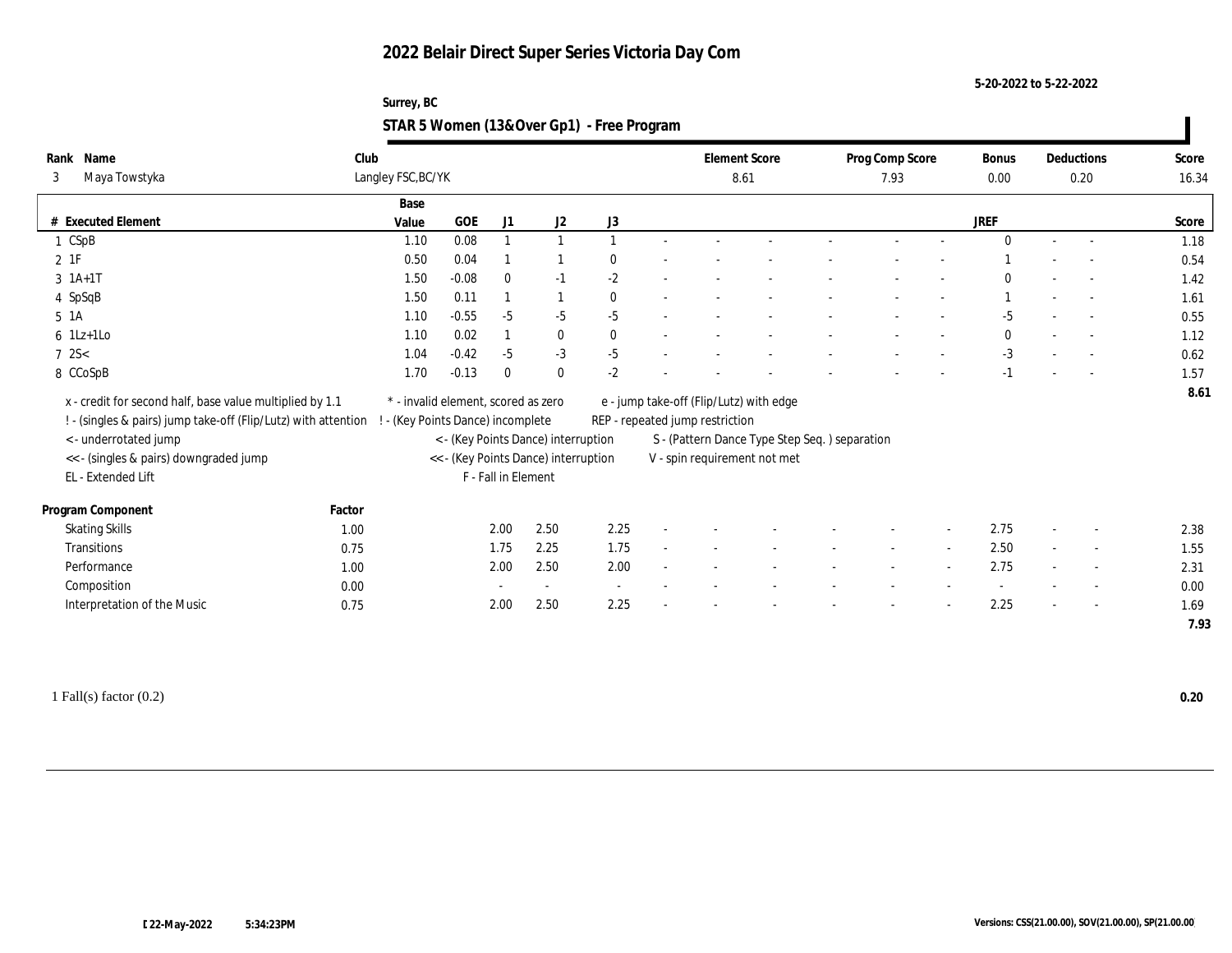# 2022 Belair Direct Super Series Victoria Day Com

5-20-2022 to 5-22-2022

Surrey, BC

## STAR 5 Women (13&Over Gp1) - Free Program

| Rank | Name | Club | Element Score | Prog Comp Score | Bonus | Deductions | Score |
|---|---|---|---|---|---|---|---|
| 3 | Maya Towstyka | Langley FSC,BC/YK | 8.61 | 7.93 | 0.00 | 0.20 | 16.34 |

| # | Executed Element | Base Value | GOE | J1 | J2 | J3 | | | | | | | | | JREF | | | Score |
|---|---|---|---|---|---|---|---|---|---|---|---|---|---|---|---|---|---|---|
| 1 | CSpB | 1.10 | 0.08 | 1 | 1 | 1 | - | - | - | - | - | - | - | - | 0 | - | - | 1.18 |
| 2 | 1F | 0.50 | 0.04 | 1 | 1 | 0 | - | - | - | - | - | - | - | - | 1 | - | - | 0.54 |
| 3 | 1A+1T | 1.50 | -0.08 | 0 | -1 | -2 | - | - | - | - | - | - | - | - | 0 | - | - | 1.42 |
| 4 | SpSqB | 1.50 | 0.11 | 1 | 1 | 0 | - | - | - | - | - | - | - | - | 1 | - | - | 1.61 |
| 5 | 1A | 1.10 | -0.55 | -5 | -5 | -5 | - | - | - | - | - | - | - | - | -5 | - | - | 0.55 |
| 6 | 1Lz+1Lo | 1.10 | 0.02 | 1 | 0 | 0 | - | - | - | - | - | - | - | - | 0 | - | - | 1.12 |
| 7 | 2S< | 1.04 | -0.42 | -5 | -3 | -5 | - | - | - | - | - | - | - | - | -3 | - | - | 0.62 |
| 8 | CCoSpB | 1.70 | -0.13 | 0 | 0 | -2 | - | - | - | - | - | - | - | - | -1 | - | - | 1.57 |
| | | | | | | | | | | | | | | | | | | 8.61 |

x - credit for second half, base value multiplied by 1.1
! - (singles & pairs) jump take-off (Flip/Lutz) with attention
< - underrotated jump
<< - (singles & pairs) downgraded jump
EL - Extended Lift
* - invalid element, scored as zero
! - (Key Points Dance) incomplete
< - (Key Points Dance) interruption
<< - (Key Points Dance) interruption
F - Fall in Element
e - jump take-off (Flip/Lutz) with edge
REP - repeated jump restriction
S - (Pattern Dance Type Step Seq. ) separation
V - spin requirement not met

| Program Component | Factor | J1 | J2 | J3 | | | | | | | | | JREF | | | Score |
|---|---|---|---|---|---|---|---|---|---|---|---|---|---|---|---|---|
| Skating Skills | 1.00 | 2.00 | 2.50 | 2.25 | - | - | - | - | - | - | - | - | 2.75 | - | - | 2.38 |
| Transitions | 0.75 | 1.75 | 2.25 | 1.75 | - | - | - | - | - | - | - | - | 2.50 | - | - | 1.55 |
| Performance | 1.00 | 2.00 | 2.50 | 2.00 | - | - | - | - | - | - | - | - | 2.75 | - | - | 2.31 |
| Composition | 0.00 | - | - | - | - | - | - | - | - | - | - | - | - | - | - | 0.00 |
| Interpretation of the Music | 0.75 | 2.00 | 2.50 | 2.25 | - | - | - | - | - | - | - | - | 2.25 | - | - | 1.69 |
| | | | | | | | | | | | | | | | | 7.93 |

1 Fall(s) factor (0.2) — 0.20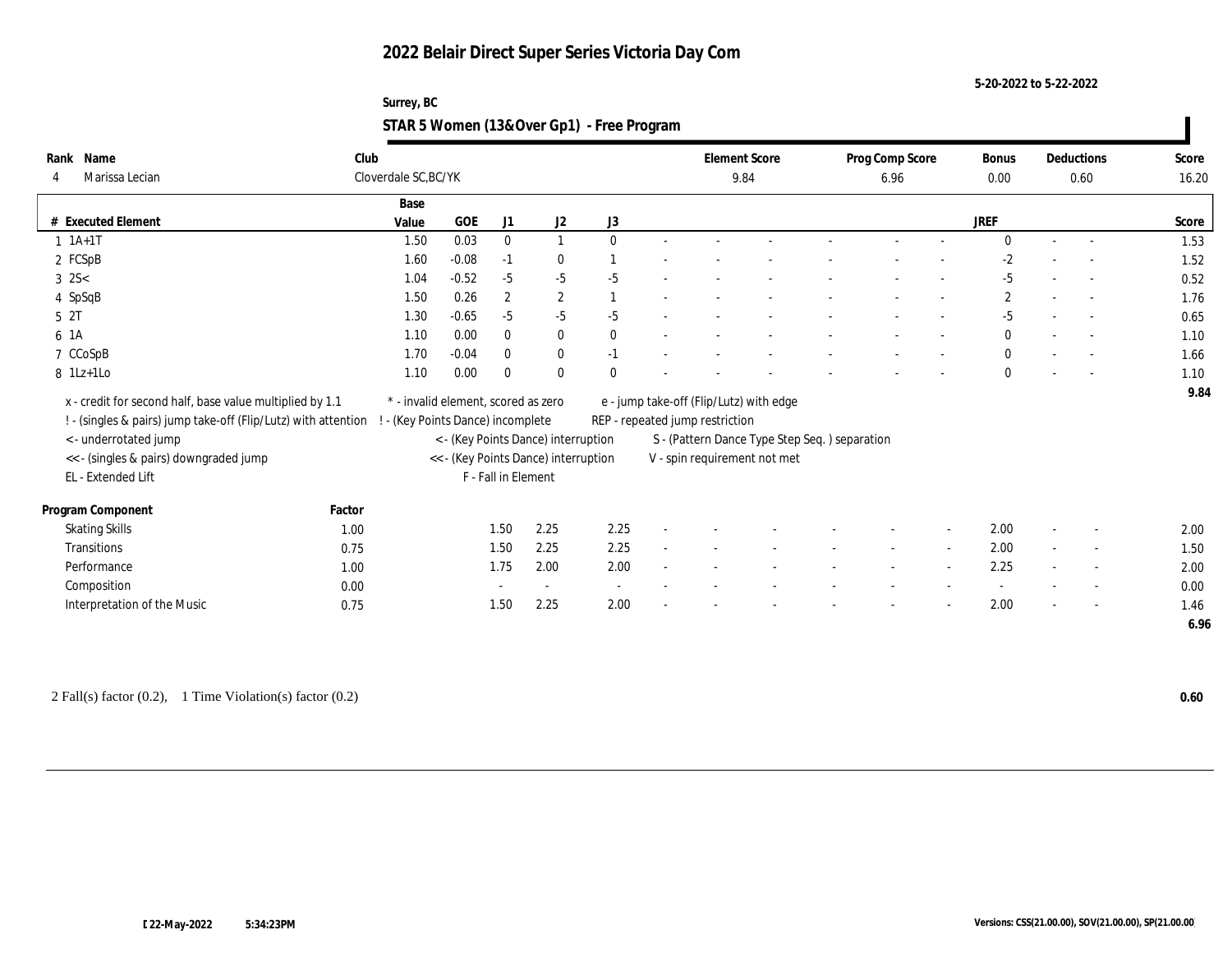# 2022 Belair Direct Super Series Victoria Day Com

5-20-2022 to 5-22-2022

Surrey, BC

## STAR 5 Women (13&Over Gp1) - Free Program

| Rank | Name | Club | Element Score | Prog Comp Score | Bonus | Deductions | Score |
|---|---|---|---|---|---|---|---|
| 4 | Marissa Lecian | Cloverdale SC,BC/YK | 9.84 | 6.96 | 0.00 | 0.60 | 16.20 |

| # | Executed Element | Base Value | GOE | J1 | J2 | J3 | JREF | Score |
|---|---|---|---|---|---|---|---|---|
| 1 | 1A+1T | 1.50 | 0.03 | 0 | 1 | 0 | 0 | 1.53 |
| 2 | FCSpB | 1.60 | -0.08 | -1 | 0 | 1 | -2 | 1.52 |
| 3 | 2S< | 1.04 | -0.52 | -5 | -5 | -5 | -5 | 0.52 |
| 4 | SpSqB | 1.50 | 0.26 | 2 | 2 | 1 | 2 | 1.76 |
| 5 | 2T | 1.30 | -0.65 | -5 | -5 | -5 | -5 | 0.65 |
| 6 | 1A | 1.10 | 0.00 | 0 | 0 | 0 | 0 | 1.10 |
| 7 | CCoSpB | 1.70 | -0.04 | 0 | 0 | -1 | 0 | 1.66 |
| 8 | 1Lz+1Lo | 1.10 | 0.00 | 0 | 0 | 0 | 0 | 1.10 |
| | | | | | | | | 9.84 |

x - credit for second half, base value multiplied by 1.1
! - (singles & pairs) jump take-off (Flip/Lutz) with attention
< - underrotated jump
<< - (singles & pairs) downgraded jump
EL - Extended Lift
\* - invalid element, scored as zero
! - (Key Points Dance) incomplete
< - (Key Points Dance) interruption
<< - (Key Points Dance) interruption
F - Fall in Element
e - jump take-off (Flip/Lutz) with edge
REP - repeated jump restriction
S - (Pattern Dance Type Step Seq. ) separation
V - spin requirement not met

| Program Component | Factor | J1 | J2 | J3 | JREF | Score |
|---|---|---|---|---|---|---|
| Skating Skills | 1.00 | 1.50 | 2.25 | 2.25 | 2.00 | 2.00 |
| Transitions | 0.75 | 1.50 | 2.25 | 2.25 | 2.00 | 1.50 |
| Performance | 1.00 | 1.75 | 2.00 | 2.00 | 2.25 | 2.00 |
| Composition | 0.00 | - | - | - | - | 0.00 |
| Interpretation of the Music | 0.75 | 1.50 | 2.25 | 2.00 | 2.00 | 1.46 |
| | | | | | | 6.96 |

2 Fall(s) factor (0.2), 1 Time Violation(s) factor (0.2) **0.60**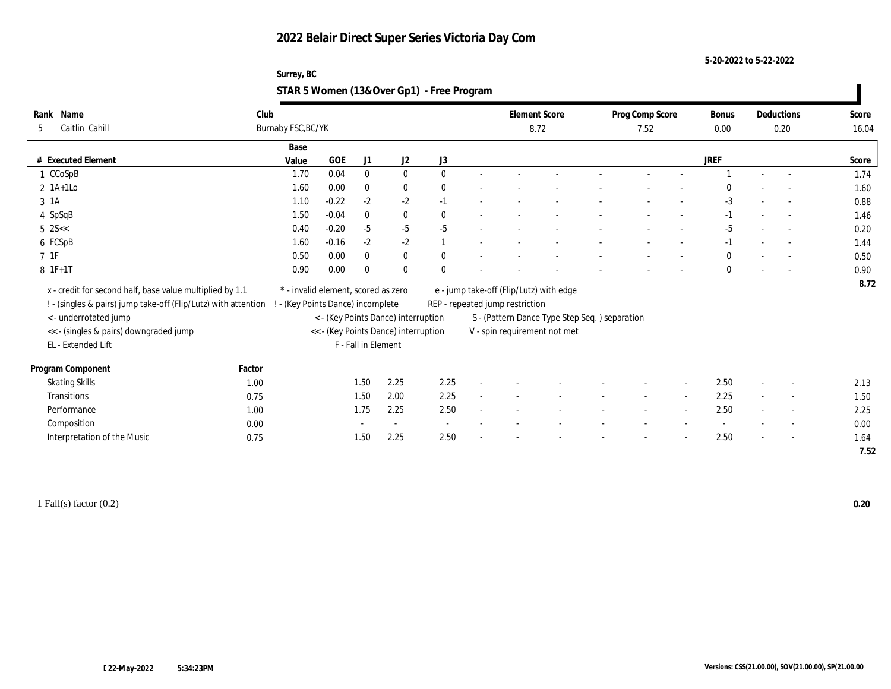# 2022 Belair Direct Super Series Victoria Day Com

5-20-2022 to 5-22-2022

Surrey, BC

## STAR 5 Women (13&Over Gp1) - Free Program

| Rank | Name | Club | Element Score | Prog Comp Score | Bonus | Deductions | Score |
|---|---|---|---|---|---|---|---|
| 5 | Caitlin Cahill | Burnaby FSC,BC/YK | 8.72 | 7.52 | 0.00 | 0.20 | 16.04 |

| # | Executed Element | Base Value | GOE | J1 | J2 | J3 | | | | | | | | | JREF | | | Score |
|---|---|---|---|---|---|---|---|---|---|---|---|---|---|---|---|---|---|---|
| 1 | CCoSpB | 1.70 | 0.04 | 0 | 0 | 0 | - | - | - | - | - | - | - | - | 1 | - | - | 1.74 |
| 2 | 1A+1Lo | 1.60 | 0.00 | 0 | 0 | 0 | - | - | - | - | - | - | - | - | 0 | - | - | 1.60 |
| 3 | 1A | 1.10 | -0.22 | -2 | -2 | -1 | - | - | - | - | - | - | - | - | -3 | - | - | 0.88 |
| 4 | SpSqB | 1.50 | -0.04 | 0 | 0 | 0 | - | - | - | - | - | - | - | - | -1 | - | - | 1.46 |
| 5 | 2S<< | 0.40 | -0.20 | -5 | -5 | -5 | - | - | - | - | - | - | - | - | -5 | - | - | 0.20 |
| 6 | FCSpB | 1.60 | -0.16 | -2 | -2 | 1 | - | - | - | - | - | - | - | - | -1 | - | - | 1.44 |
| 7 | 1F | 0.50 | 0.00 | 0 | 0 | 0 | - | - | - | - | - | - | - | - | 0 | - | - | 0.50 |
| 8 | 1F+1T | 0.90 | 0.00 | 0 | 0 | 0 | - | - | - | - | - | - | - | - | 0 | - | - | 0.90 |
| | | | | | | | | | | | | | | | | | | 8.72 |

x - credit for second half, base value multiplied by 1.1
! - (singles & pairs) jump take-off (Flip/Lutz) with attention
< - underrotated jump
<< - (singles & pairs) downgraded jump
EL - Extended Lift
\* - invalid element, scored as zero
! - (Key Points Dance) incomplete
< - (Key Points Dance) interruption
<< - (Key Points Dance) interruption
F - Fall in Element
e - jump take-off (Flip/Lutz) with edge
REP - repeated jump restriction
S - (Pattern Dance Type Step Seq. ) separation
V - spin requirement not met

| Program Component | Factor | J1 | J2 | J3 | | | | | | | | | JREF | | | Score |
|---|---|---|---|---|---|---|---|---|---|---|---|---|---|---|---|---|
| Skating Skills | 1.00 | 1.50 | 2.25 | 2.25 | - | - | - | - | - | - | - | - | 2.50 | - | - | 2.13 |
| Transitions | 0.75 | 1.50 | 2.00 | 2.25 | - | - | - | - | - | - | - | - | 2.25 | - | - | 1.50 |
| Performance | 1.00 | 1.75 | 2.25 | 2.50 | - | - | - | - | - | - | - | - | 2.50 | - | - | 2.25 |
| Composition | 0.00 | - | - | - | - | - | - | - | - | - | - | - | - | - | - | 0.00 |
| Interpretation of the Music | 0.75 | 1.50 | 2.25 | 2.50 | - | - | - | - | - | - | - | - | 2.50 | - | - | 1.64 |
| | | | | | | | | | | | | | | | | 7.52 |

1 Fall(s) factor (0.2) **0.20**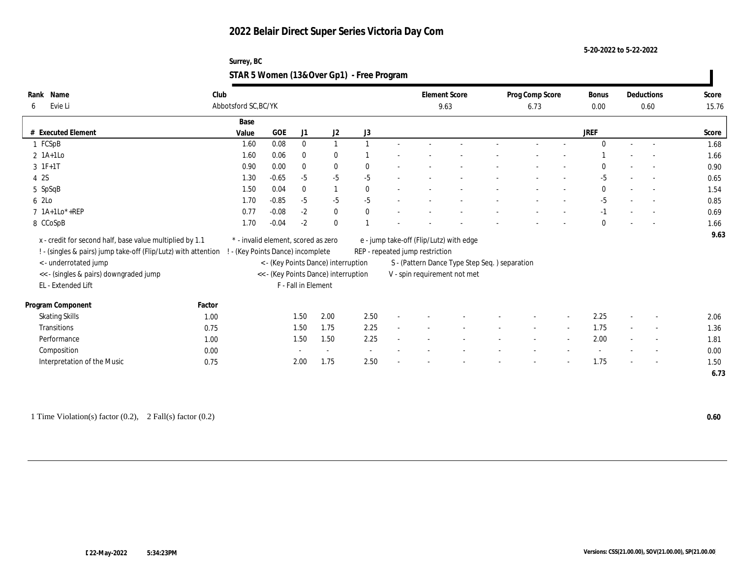# 2022 Belair Direct Super Series Victoria Day Com

5-20-2022 to 5-22-2022

Surrey, BC

## STAR 5 Women (13&Over Gp1) - Free Program

| Rank | Name | Club | Element Score | Prog Comp Score | Bonus | Deductions | Score |
|---|---|---|---|---|---|---|---|
| 6 | Evie Li | Abbotsford SC,BC/YK | 9.63 | 6.73 | 0.00 | 0.60 | 15.76 |

| # | Executed Element | Base Value | GOE | J1 | J2 | J3 | | | | | | | | | JREF | | | Score |
|---|---|---|---|---|---|---|---|---|---|---|---|---|---|---|---|---|---|---|
| 1 | FCSpB | 1.60 | 0.08 | 0 | 1 | 1 | - | - | - | - | - | - | - | - | 0 | - | - | 1.68 |
| 2 | 1A+1Lo | 1.60 | 0.06 | 0 | 0 | 1 | - | - | - | - | - | - | - | - | 1 | - | - | 1.66 |
| 3 | 1F+1T | 0.90 | 0.00 | 0 | 0 | 0 | - | - | - | - | - | - | - | - | 0 | - | - | 0.90 |
| 4 | 2S | 1.30 | -0.65 | -5 | -5 | -5 | - | - | - | - | - | - | - | - | -5 | - | - | 0.65 |
| 5 | SpSqB | 1.50 | 0.04 | 0 | 1 | 0 | - | - | - | - | - | - | - | - | 0 | - | - | 1.54 |
| 6 | 2Lo | 1.70 | -0.85 | -5 | -5 | -5 | - | - | - | - | - | - | - | - | -5 | - | - | 0.85 |
| 7 | 1A+1Lo*+REP | 0.77 | -0.08 | -2 | 0 | 0 | - | - | - | - | - | - | - | - | -1 | - | - | 0.69 |
| 8 | CCoSpB | 1.70 | -0.04 | -2 | 0 | 1 | - | - | - | - | - | - | - | - | 0 | - | - | 1.66 |
| | | | | | | | | | | | | | | | | | | 9.63 |

x - credit for second half, base value multiplied by 1.1
! - (singles & pairs) jump take-off (Flip/Lutz) with attention
< - underrotated jump
<< - (singles & pairs) downgraded jump
EL - Extended Lift
\* - invalid element, scored as zero
! - (Key Points Dance) incomplete
< - (Key Points Dance) interruption
<< - (Key Points Dance) interruption
F - Fall in Element
e - jump take-off (Flip/Lutz) with edge
REP - repeated jump restriction
S - (Pattern Dance Type Step Seq. ) separation
V - spin requirement not met

| Program Component | Factor | J1 | J2 | J3 | | | | | | | | | JREF | | | Score |
|---|---|---|---|---|---|---|---|---|---|---|---|---|---|---|---|---|
| Skating Skills | 1.00 | 1.50 | 2.00 | 2.50 | - | - | - | - | - | - | - | - | 2.25 | - | - | 2.06 |
| Transitions | 0.75 | 1.50 | 1.75 | 2.25 | - | - | - | - | - | - | - | - | 1.75 | - | - | 1.36 |
| Performance | 1.00 | 1.50 | 1.50 | 2.25 | - | - | - | - | - | - | - | - | 2.00 | - | - | 1.81 |
| Composition | 0.00 | - | - | - | - | - | - | - | - | - | - | - | - | - | - | 0.00 |
| Interpretation of the Music | 0.75 | 2.00 | 1.75 | 2.50 | - | - | - | - | - | - | - | - | 1.75 | - | - | 1.50 |
| | | | | | | | | | | | | | | | | 6.73 |

1 Time Violation(s) factor (0.2), 2 Fall(s) factor (0.2) **0.60**

22-May-2022 5:34:23PM

Versions: CSS(21.00.00), SOV(21.00.00), SP(21.00.00)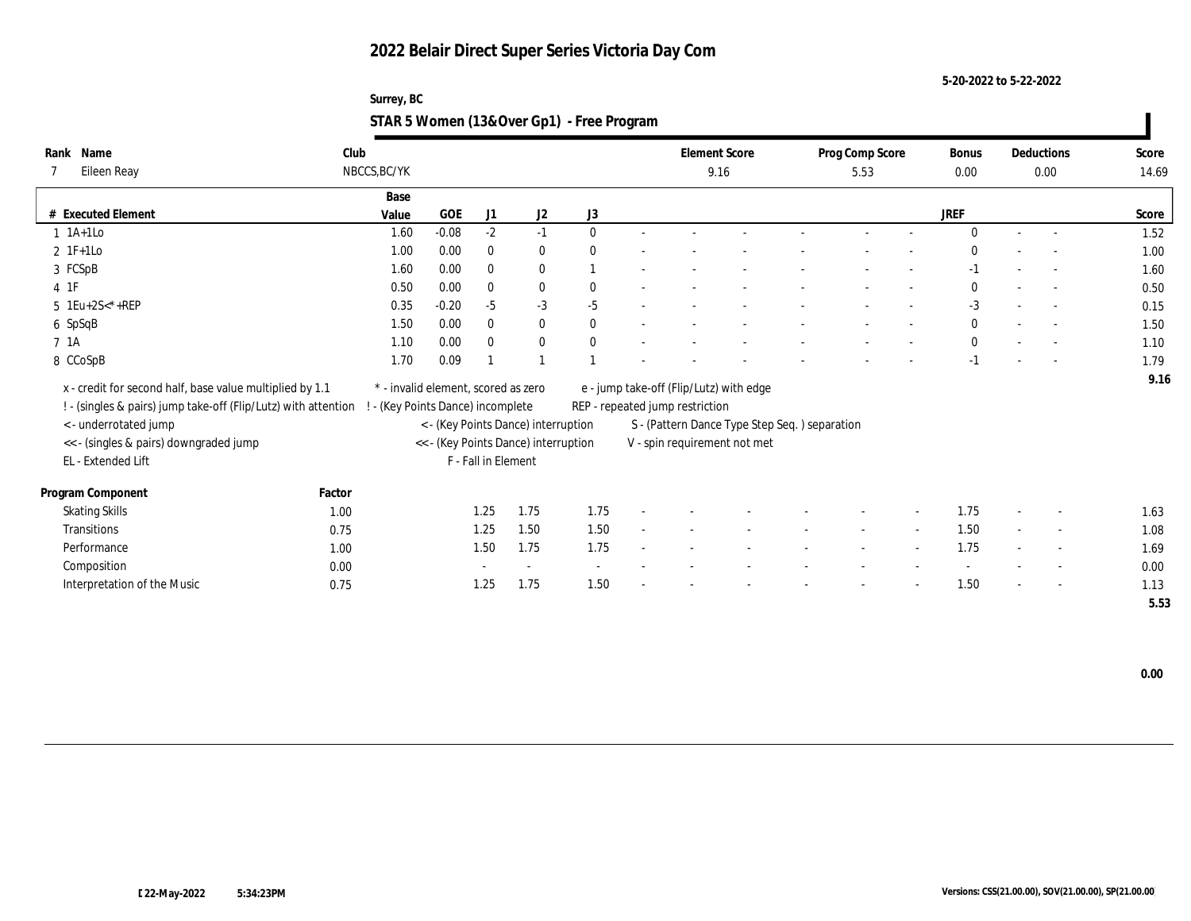# 2022 Belair Direct Super Series Victoria Day Com

5-20-2022 to 5-22-2022

Surrey, BC

## STAR 5 Women (13&Over Gp1) - Free Program

| Rank | Name | Club | Element Score | Prog Comp Score | Bonus | Deductions | Score |
|---|---|---|---|---|---|---|---|
| 7 | Eileen Reay | NBCCS,BC/YK | 9.16 | 5.53 | 0.00 | 0.00 | 14.69 |

| # | Executed Element | Base Value | GOE | J1 | J2 | J3 | | | | | | | JREF | | | Score |
|---|---|---|---|---|---|---|---|---|---|---|---|---|---|---|---|---|
| 1 | 1A+1Lo | 1.60 | -0.08 | -2 | -1 | 0 | - | - | - | - | - | - | 0 | - | - | 1.52 |
| 2 | 1F+1Lo | 1.00 | 0.00 | 0 | 0 | 0 | - | - | - | - | - | - | 0 | - | - | 1.00 |
| 3 | FCSpB | 1.60 | 0.00 | 0 | 0 | 1 | - | - | - | - | - | - | -1 | - | - | 1.60 |
| 4 | 1F | 0.50 | 0.00 | 0 | 0 | 0 | - | - | - | - | - | - | 0 | - | - | 0.50 |
| 5 | 1Eu+2S<*+REP | 0.35 | -0.20 | -5 | -3 | -5 | - | - | - | - | - | - | -3 | - | - | 0.15 |
| 6 | SpSqB | 1.50 | 0.00 | 0 | 0 | 0 | - | - | - | - | - | - | 0 | - | - | 1.50 |
| 7 | 1A | 1.10 | 0.00 | 0 | 0 | 0 | - | - | - | - | - | - | 0 | - | - | 1.10 |
| 8 | CCoSpB | 1.70 | 0.09 | 1 | 1 | 1 | - | - | - | - | - | - | -1 | - | - | 1.79 |
| | | | | | | | | | | | | | | | | 9.16 |

x - credit for second half, base value multiplied by 1.1
! - (singles & pairs) jump take-off (Flip/Lutz) with attention
< - underrotated jump
<< - (singles & pairs) downgraded jump
EL - Extended Lift
* - invalid element, scored as zero
! - (Key Points Dance) incomplete
< - (Key Points Dance) interruption
<< - (Key Points Dance) interruption
F - Fall in Element
e - jump take-off (Flip/Lutz) with edge
REP - repeated jump restriction
S - (Pattern Dance Type Step Seq. ) separation
V - spin requirement not met

| Program Component | Factor | J1 | J2 | J3 | | | | | | | JREF | | | Score |
|---|---|---|---|---|---|---|---|---|---|---|---|---|---|---|
| Skating Skills | 1.00 | 1.25 | 1.75 | 1.75 | - | - | - | - | - | - | 1.75 | - | - | 1.63 |
| Transitions | 0.75 | 1.25 | 1.50 | 1.50 | - | - | - | - | - | - | 1.50 | - | - | 1.08 |
| Performance | 1.00 | 1.50 | 1.75 | 1.75 | - | - | - | - | - | - | 1.75 | - | - | 1.69 |
| Composition | 0.00 | - | - | - | - | - | - | - | - | - | - | - | - | 0.00 |
| Interpretation of the Music | 0.75 | 1.25 | 1.75 | 1.50 | - | - | - | - | - | - | 1.50 | - | - | 1.13 |
| | | | | | | | | | | | | | | 5.53 |

0.00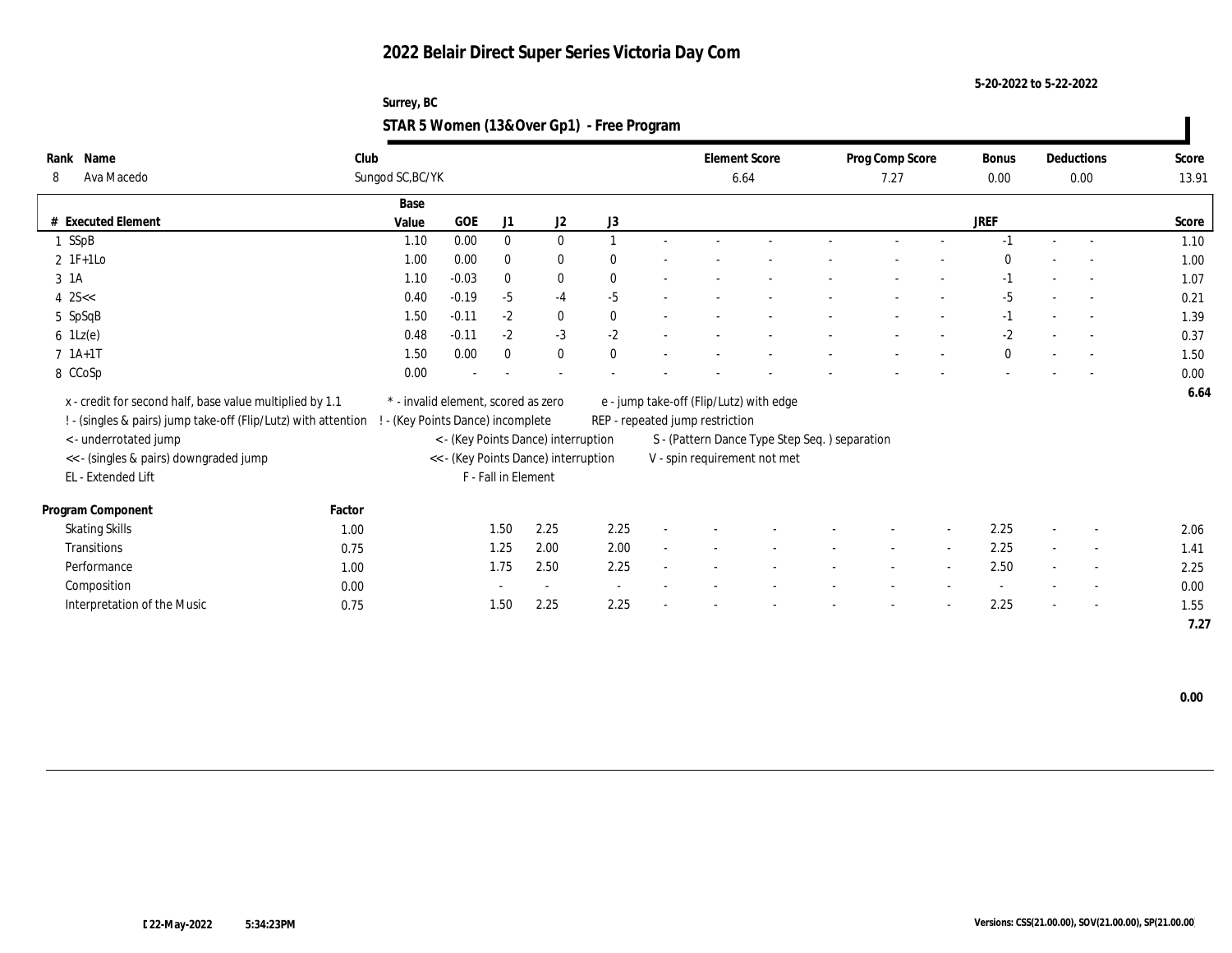# 2022 Belair Direct Super Series Victoria Day Com

5-20-2022 to 5-22-2022

Surrey, BC

## STAR 5 Women (13&Over Gp1) - Free Program

| Rank | Name | Club | Element Score | Prog Comp Score | Bonus | Deductions | Score |
|---|---|---|---|---|---|---|---|
| 8 | Ava Macedo | Sungod SC,BC/YK | 6.64 | 7.27 | 0.00 | 0.00 | 13.91 |

| # | Executed Element | Base Value | GOE | J1 | J2 | J3 | | | | | | | JREF | | | Score |
|---|---|---|---|---|---|---|---|---|---|---|---|---|---|---|---|---|
| 1 | SSpB | 1.10 | 0.00 | 0 | 0 | 1 | - | - | - | - | - | - | -1 | - | - | 1.10 |
| 2 | 1F+1Lo | 1.00 | 0.00 | 0 | 0 | 0 | - | - | - | - | - | - | 0 | - | - | 1.00 |
| 3 | 1A | 1.10 | -0.03 | 0 | 0 | 0 | - | - | - | - | - | - | -1 | - | - | 1.07 |
| 4 | 2S<< | 0.40 | -0.19 | -5 | -4 | -5 | - | - | - | - | - | - | -5 | - | - | 0.21 |
| 5 | SpSqB | 1.50 | -0.11 | -2 | 0 | 0 | - | - | - | - | - | - | -1 | - | - | 1.39 |
| 6 | 1Lz(e) | 0.48 | -0.11 | -2 | -3 | -2 | - | - | - | - | - | - | -2 | - | - | 0.37 |
| 7 | 1A+1T | 1.50 | 0.00 | 0 | 0 | 0 | - | - | - | - | - | - | 0 | - | - | 1.50 |
| 8 | CCoSp | 0.00 | - | - | - | - | - | - | - | - | - | - | - | - | - | 0.00 |
| | | | | | | | | | | | | | | | | 6.64 |

x - credit for second half, base value multiplied by 1.1
! - (singles & pairs) jump take-off (Flip/Lutz) with attention
< - underrotated jump
<< - (singles & pairs) downgraded jump
EL - Extended Lift
* - invalid element, scored as zero
! - (Key Points Dance) incomplete
< - (Key Points Dance) interruption
<< - (Key Points Dance) interruption
F - Fall in Element
e - jump take-off (Flip/Lutz) with edge
REP - repeated jump restriction
S - (Pattern Dance Type Step Seq. ) separation
V - spin requirement not met

| Program Component | Factor | J1 | J2 | J3 | | | | | | | JREF | | | Score |
|---|---|---|---|---|---|---|---|---|---|---|---|---|---|---|
| Skating Skills | 1.00 | 1.50 | 2.25 | 2.25 | - | - | - | - | - | - | 2.25 | - | - | 2.06 |
| Transitions | 0.75 | 1.25 | 2.00 | 2.00 | - | - | - | - | - | - | 2.25 | - | - | 1.41 |
| Performance | 1.00 | 1.75 | 2.50 | 2.25 | - | - | - | - | - | - | 2.50 | - | - | 2.25 |
| Composition | 0.00 | - | - | - | - | - | - | - | - | - | - | - | - | 0.00 |
| Interpretation of the Music | 0.75 | 1.50 | 2.25 | 2.25 | - | - | - | - | - | - | 2.25 | - | - | 1.55 |
| | | | | | | | | | | | | | | 7.27 |

0.00

22-May-2022 5:34:23PM

Versions: CSS(21.00.00), SOV(21.00.00), SP(21.00.00)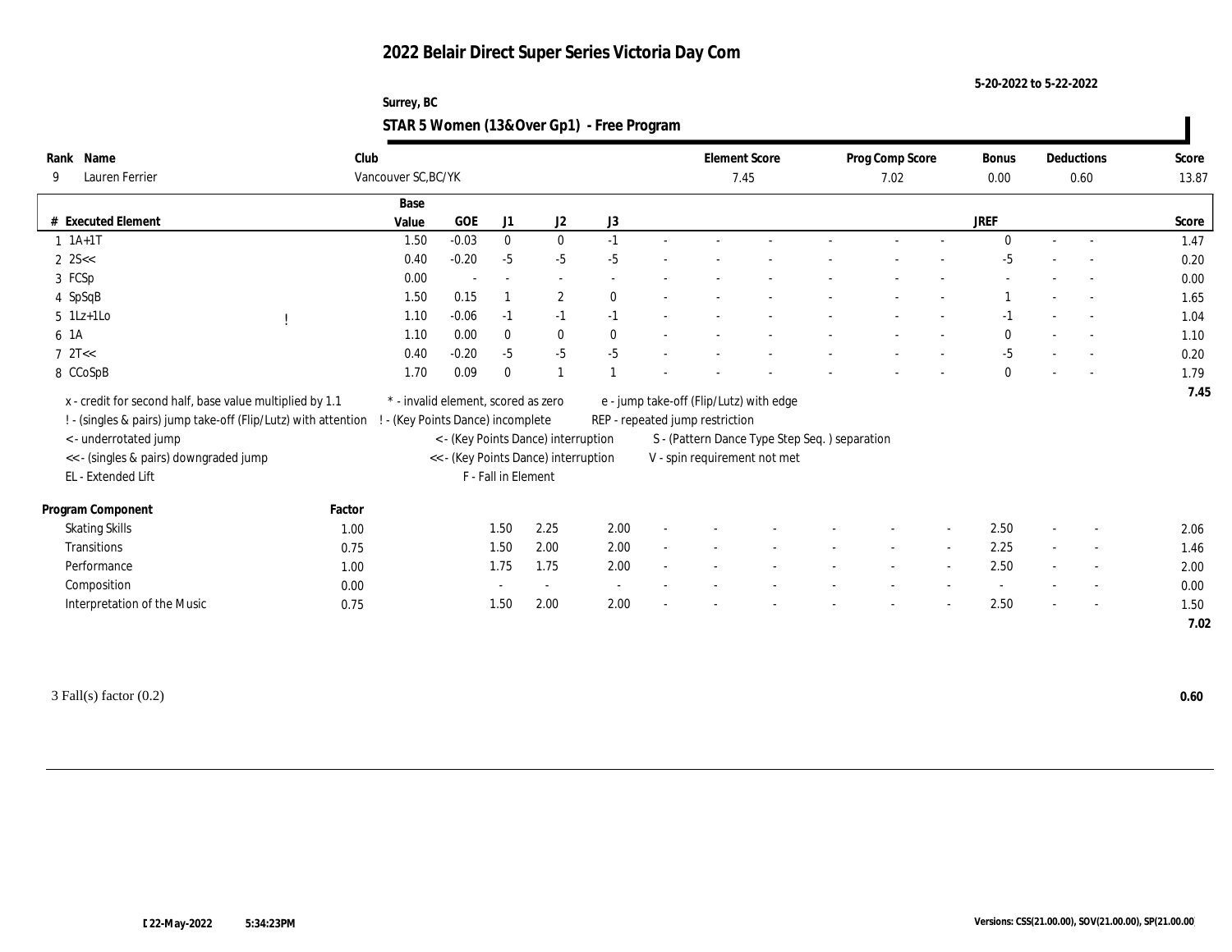# 2022 Belair Direct Super Series Victoria Day Com

5-20-2022 to 5-22-2022

Surrey, BC

## STAR 5 Women (13&Over Gp1) - Free Program

| Rank | Name | Club | Element Score | Prog Comp Score | Bonus | Deductions | Score |
|---|---|---|---|---|---|---|---|
| 9 | Lauren Ferrier | Vancouver SC,BC/YK | 7.45 | 7.02 | 0.00 | 0.60 | 13.87 |

| # | Executed Element | | Base Value | GOE | J1 | J2 | J3 | | | | | | | | | JREF | | | Score |
|---|---|---|---|---|---|---|---|---|---|---|---|---|---|---|---|---|---|---|---|
| 1 | 1A+1T | | 1.50 | -0.03 | 0 | 0 | -1 | - | - | - | - | - | - | - | - | 0 | - | - | 1.47 |
| 2 | 2S<< | | 0.40 | -0.20 | -5 | -5 | -5 | - | - | - | - | - | - | - | - | -5 | - | - | 0.20 |
| 3 | FCSp | | 0.00 | - | - | - | - | - | - | - | - | - | - | - | - | - | - | - | 0.00 |
| 4 | SpSqB | | 1.50 | 0.15 | 1 | 2 | 0 | - | - | - | - | - | - | - | - | 1 | - | - | 1.65 |
| 5 | 1Lz+1Lo | ! | 1.10 | -0.06 | -1 | -1 | -1 | - | - | - | - | - | - | - | - | -1 | - | - | 1.04 |
| 6 | 1A | | 1.10 | 0.00 | 0 | 0 | 0 | - | - | - | - | - | - | - | - | 0 | - | - | 1.10 |
| 7 | 2T<< | | 0.40 | -0.20 | -5 | -5 | -5 | - | - | - | - | - | - | - | - | -5 | - | - | 0.20 |
| 8 | CCoSpB | | 1.70 | 0.09 | 0 | 1 | 1 | - | - | - | - | - | - | - | - | 0 | - | - | 1.79 |
| | | | | | | | | | | | | | | | | | | | 7.45 |

x - credit for second half, base value multiplied by 1.1
! - (singles & pairs) jump take-off (Flip/Lutz) with attention
< - underrotated jump
<< - (singles & pairs) downgraded jump
EL - Extended Lift

\* - invalid element, scored as zero
! - (Key Points Dance) incomplete
< - (Key Points Dance) interruption
<< - (Key Points Dance) interruption
F - Fall in Element

e - jump take-off (Flip/Lutz) with edge
REP - repeated jump restriction
S - (Pattern Dance Type Step Seq. ) separation
V - spin requirement not met

| Program Component | Factor | J1 | J2 | J3 | | | | | | | | | JREF | | | Score |
|---|---|---|---|---|---|---|---|---|---|---|---|---|---|---|---|---|
| Skating Skills | 1.00 | 1.50 | 2.25 | 2.00 | - | - | - | - | - | - | - | - | 2.50 | - | - | 2.06 |
| Transitions | 0.75 | 1.50 | 2.00 | 2.00 | - | - | - | - | - | - | - | - | 2.25 | - | - | 1.46 |
| Performance | 1.00 | 1.75 | 1.75 | 2.00 | - | - | - | - | - | - | - | - | 2.50 | - | - | 2.00 |
| Composition | 0.00 | - | - | - | - | - | - | - | - | - | - | - | - | - | - | 0.00 |
| Interpretation of the Music | 0.75 | 1.50 | 2.00 | 2.00 | - | - | - | - | - | - | - | - | 2.50 | - | - | 1.50 |
| | | | | | | | | | | | | | | | | 7.02 |

3 Fall(s) factor (0.2) **0.60**

22-May-2022 5:34:23PM

Versions: CSS(21.00.00), SOV(21.00.00), SP(21.00.00)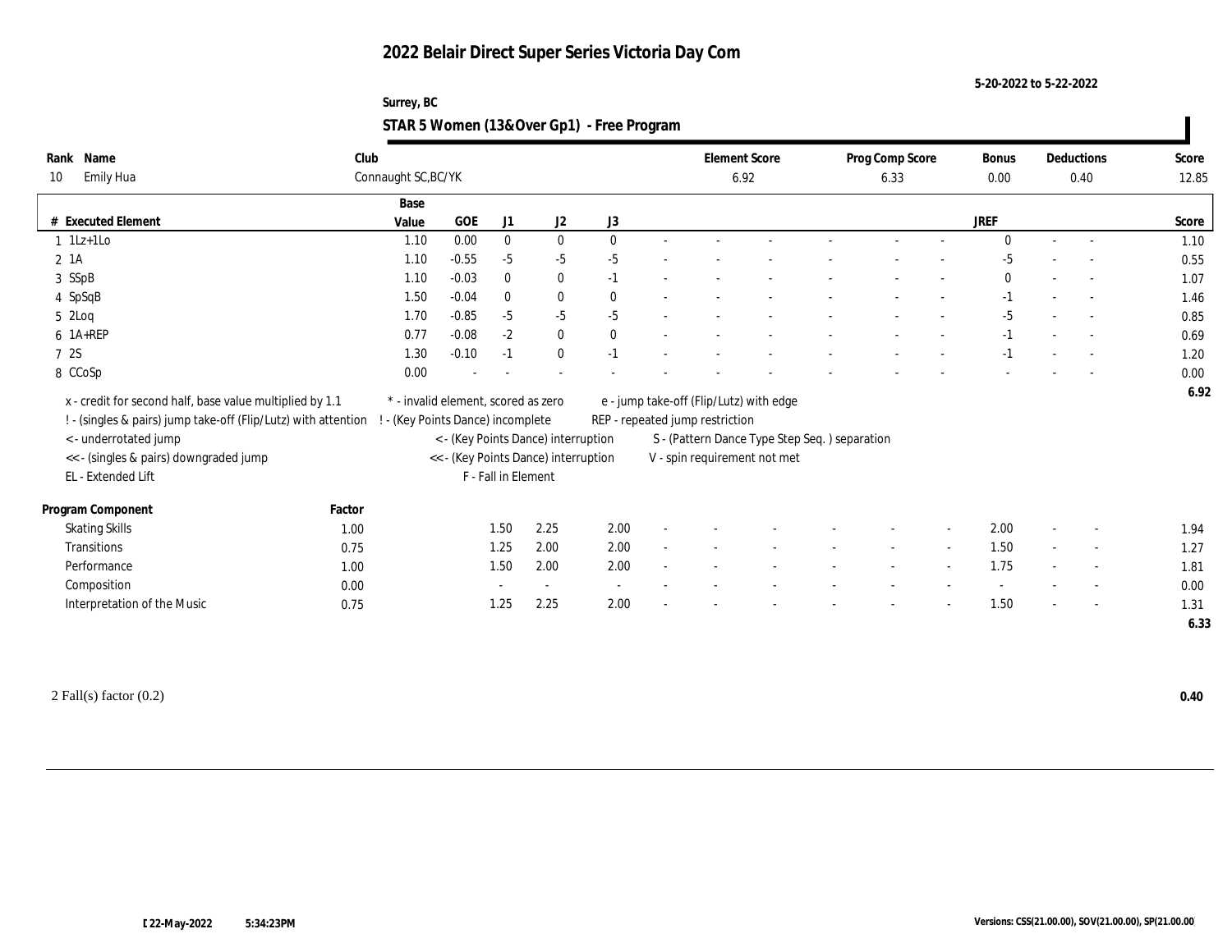# 2022 Belair Direct Super Series Victoria Day Com

5-20-2022 to 5-22-2022

Surrey, BC

## STAR 5 Women (13&Over Gp1) - Free Program

| Rank | Name | Club | Element Score | Prog Comp Score | Bonus | Deductions | Score |
|---|---|---|---|---|---|---|---|
| 10 | Emily Hua | Connaught SC,BC/YK | 6.92 | 6.33 | 0.00 | 0.40 | 12.85 |

| # | Executed Element | Base Value | GOE | J1 | J2 | J3 | | | | | | | | | JREF | | | Score |
|---|---|---|---|---|---|---|---|---|---|---|---|---|---|---|---|---|---|---|
| 1 | 1Lz+1Lo | 1.10 | 0.00 | 0 | 0 | 0 | - | - | - | - | - | - | - | - | 0 | - | - | 1.10 |
| 2 | 1A | 1.10 | -0.55 | -5 | -5 | -5 | - | - | - | - | - | - | - | - | -5 | - | - | 0.55 |
| 3 | SSpB | 1.10 | -0.03 | 0 | 0 | -1 | - | - | - | - | - | - | - | - | 0 | - | - | 1.07 |
| 4 | SpSqB | 1.50 | -0.04 | 0 | 0 | 0 | - | - | - | - | - | - | - | - | -1 | - | - | 1.46 |
| 5 | 2Loq | 1.70 | -0.85 | -5 | -5 | -5 | - | - | - | - | - | - | - | - | -5 | - | - | 0.85 |
| 6 | 1A+REP | 0.77 | -0.08 | -2 | 0 | 0 | - | - | - | - | - | - | - | - | -1 | - | - | 0.69 |
| 7 | 2S | 1.30 | -0.10 | -1 | 0 | -1 | - | - | - | - | - | - | - | - | -1 | - | - | 1.20 |
| 8 | CCoSp | 0.00 | - | - | - | - | - | - | - | - | - | - | - | - | - | - | - | 0.00 |
| | | | | | | | | | | | | | | | | | | 6.92 |

x - credit for second half, base value multiplied by 1.1
! - (singles & pairs) jump take-off (Flip/Lutz) with attention
< - underrotated jump
<< - (singles & pairs) downgraded jump
EL - Extended Lift

\* - invalid element, scored as zero
! - (Key Points Dance) incomplete
< - (Key Points Dance) interruption
<< - (Key Points Dance) interruption
F - Fall in Element

e - jump take-off (Flip/Lutz) with edge
REP - repeated jump restriction
S - (Pattern Dance Type Step Seq. ) separation
V - spin requirement not met

| Program Component | Factor | J1 | J2 | J3 | | | | | | | | | JREF | | | Score |
|---|---|---|---|---|---|---|---|---|---|---|---|---|---|---|---|---|
| Skating Skills | 1.00 | 1.50 | 2.25 | 2.00 | - | - | - | - | - | - | - | - | 2.00 | - | - | 1.94 |
| Transitions | 0.75 | 1.25 | 2.00 | 2.00 | - | - | - | - | - | - | - | - | 1.50 | - | - | 1.27 |
| Performance | 1.00 | 1.50 | 2.00 | 2.00 | - | - | - | - | - | - | - | - | 1.75 | - | - | 1.81 |
| Composition | 0.00 | - | - | - | - | - | - | - | - | - | - | - | - | - | - | 0.00 |
| Interpretation of the Music | 0.75 | 1.25 | 2.25 | 2.00 | - | - | - | - | - | - | - | - | 1.50 | - | - | 1.31 |
| | | | | | | | | | | | | | | | | 6.33 |

2 Fall(s) factor (0.2) **0.40**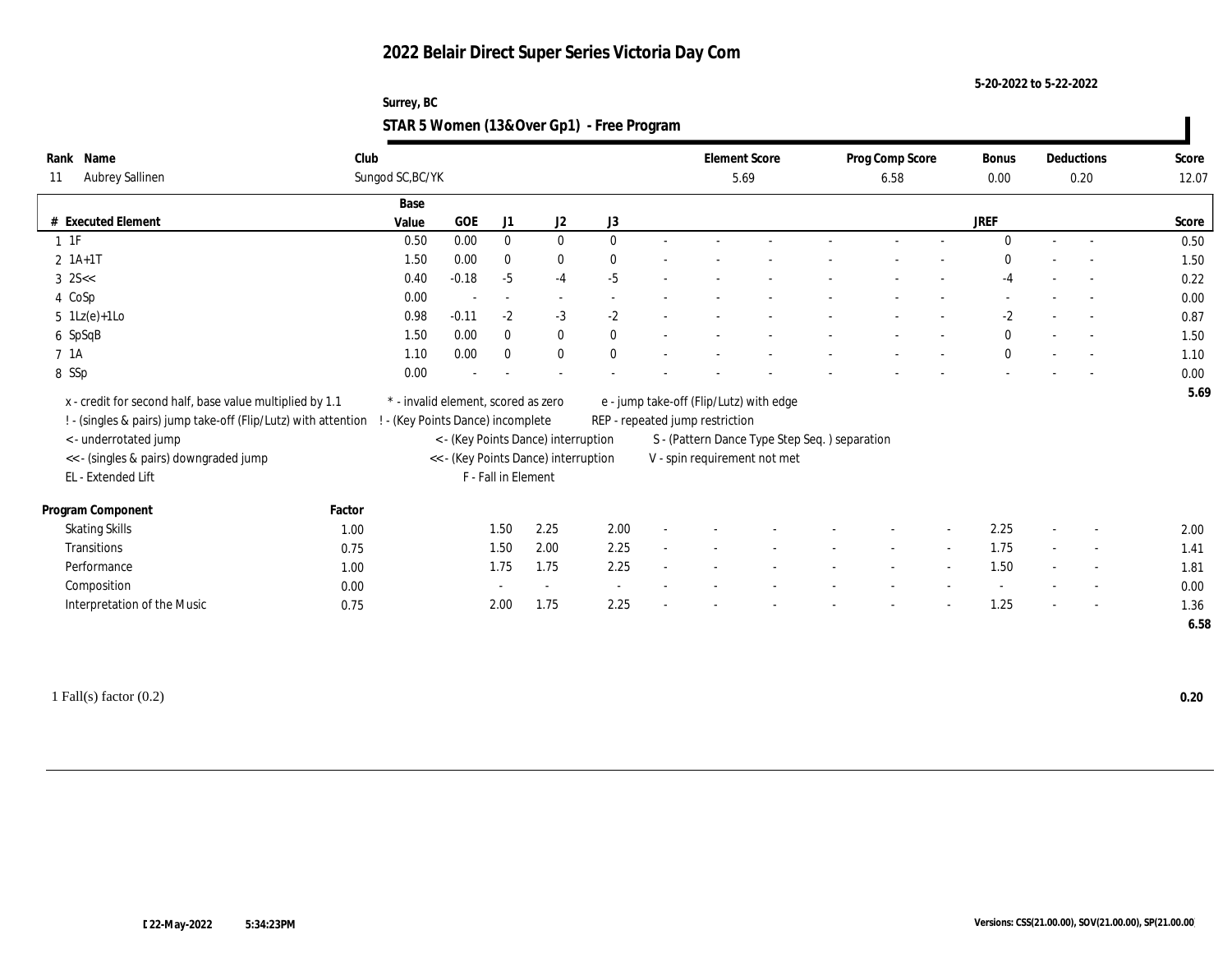# 2022 Belair Direct Super Series Victoria Day Com

5-20-2022 to 5-22-2022

Surrey, BC

## STAR 5 Women (13&Over Gp1) - Free Program

| Rank | Name | Club | Element Score | Prog Comp Score | Bonus | Deductions | Score |
|---|---|---|---|---|---|---|---|
| 11 | Aubrey Sallinen | Sungod SC,BC/YK | 5.69 | 6.58 | 0.00 | 0.20 | 12.07 |

| # | Executed Element | Base Value | GOE | J1 | J2 | J3 | | | | | | | | | JREF | | | Score |
|---|---|---|---|---|---|---|---|---|---|---|---|---|---|---|---|---|---|---|
| 1 | 1F | 0.50 | 0.00 | 0 | 0 | 0 | - | - | - | - | - | - | - | - | 0 | - | - | 0.50 |
| 2 | 1A+1T | 1.50 | 0.00 | 0 | 0 | 0 | - | - | - | - | - | - | - | - | 0 | - | - | 1.50 |
| 3 | 2S<< | 0.40 | -0.18 | -5 | -4 | -5 | - | - | - | - | - | - | - | - | -4 | - | - | 0.22 |
| 4 | CoSp | 0.00 | - | - | - | - | - | - | - | - | - | - | - | - | - | - | - | 0.00 |
| 5 | 1Lz(e)+1Lo | 0.98 | -0.11 | -2 | -3 | -2 | - | - | - | - | - | - | - | - | -2 | - | - | 0.87 |
| 6 | SpSqB | 1.50 | 0.00 | 0 | 0 | 0 | - | - | - | - | - | - | - | - | 0 | - | - | 1.50 |
| 7 | 1A | 1.10 | 0.00 | 0 | 0 | 0 | - | - | - | - | - | - | - | - | 0 | - | - | 1.10 |
| 8 | SSp | 0.00 | - | - | - | - | - | - | - | - | - | - | - | - | - | - | - | 0.00 |
| | | | | | | | | | | | | | | | | | | 5.69 |

x - credit for second half, base value multiplied by 1.1
! - (singles & pairs) jump take-off (Flip/Lutz) with attention
< - underrotated jump
<< - (singles & pairs) downgraded jump
EL - Extended Lift

\* - invalid element, scored as zero
! - (Key Points Dance) incomplete
< - (Key Points Dance) interruption
<< - (Key Points Dance) interruption
F - Fall in Element

e - jump take-off (Flip/Lutz) with edge
REP - repeated jump restriction
S - (Pattern Dance Type Step Seq. ) separation
V - spin requirement not met

| Program Component | Factor | J1 | J2 | J3 | | | | | | | | | JREF | | | Score |
|---|---|---|---|---|---|---|---|---|---|---|---|---|---|---|---|---|
| Skating Skills | 1.00 | 1.50 | 2.25 | 2.00 | - | - | - | - | - | - | - | - | 2.25 | - | - | 2.00 |
| Transitions | 0.75 | 1.50 | 2.00 | 2.25 | - | - | - | - | - | - | - | - | 1.75 | - | - | 1.41 |
| Performance | 1.00 | 1.75 | 1.75 | 2.25 | - | - | - | - | - | - | - | - | 1.50 | - | - | 1.81 |
| Composition | 0.00 | - | - | - | - | - | - | - | - | - | - | - | - | - | - | 0.00 |
| Interpretation of the Music | 0.75 | 2.00 | 1.75 | 2.25 | - | - | - | - | - | - | - | - | 1.25 | - | - | 1.36 |
| | | | | | | | | | | | | | | | | 6.58 |

1 Fall(s) factor (0.2) **0.20**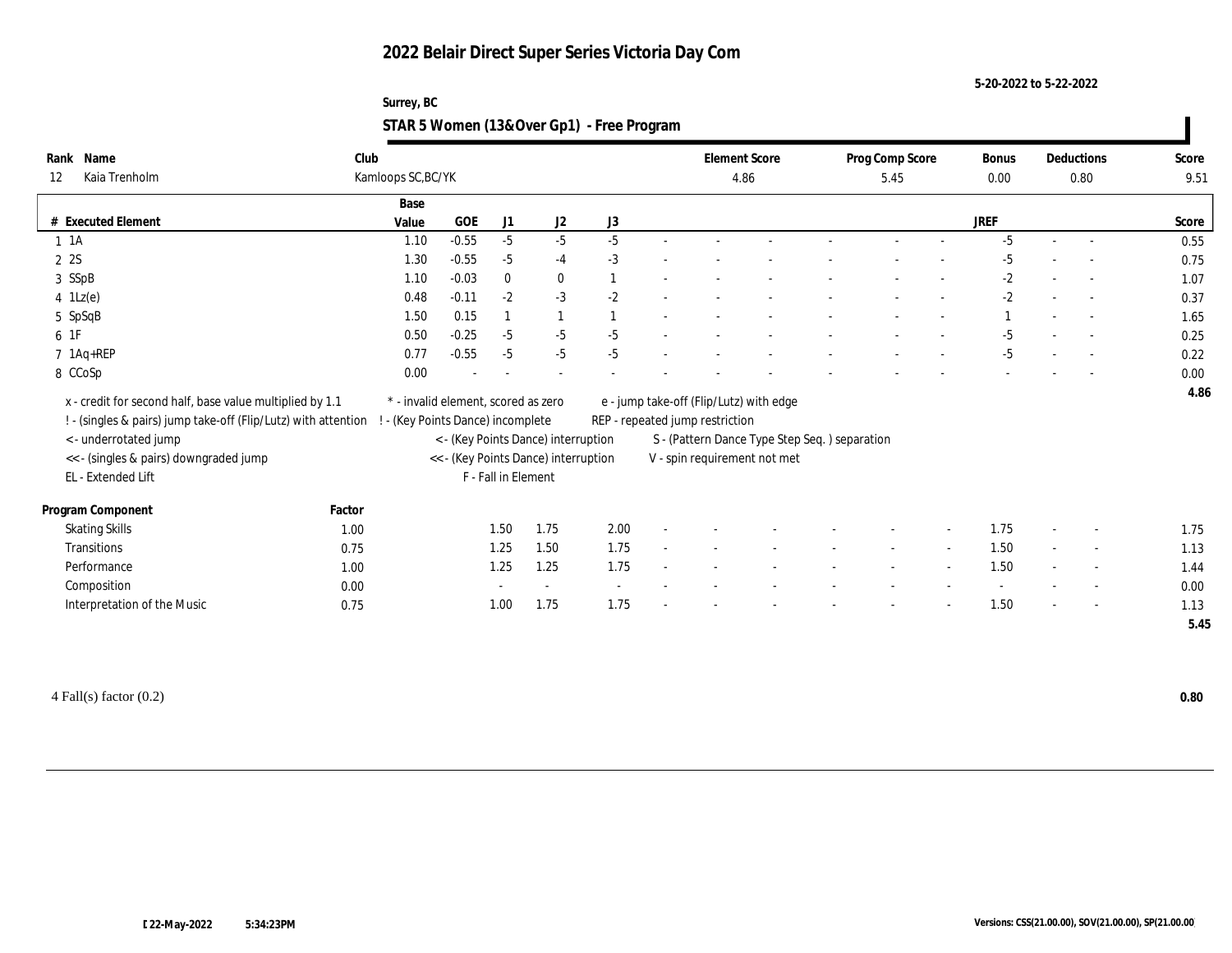# 2022 Belair Direct Super Series Victoria Day Com

5-20-2022 to 5-22-2022

Surrey, BC

## STAR 5 Women (13&Over Gp1) - Free Program

| Rank | Name | Club | Element Score | Prog Comp Score | Bonus | Deductions | Score |
|---|---|---|---|---|---|---|---|
| 12 | Kaia Trenholm | Kamloops SC,BC/YK | 4.86 | 5.45 | 0.00 | 0.80 | 9.51 |

| # | Executed Element | Base Value | GOE | J1 | J2 | J3 | | | | | | | | | JREF | | | Score |
|---|---|---|---|---|---|---|---|---|---|---|---|---|---|---|---|---|---|---|
| 1 | 1A | 1.10 | -0.55 | -5 | -5 | -5 | - | - | - | - | - | - | - | - | -5 | - | - | 0.55 |
| 2 | 2S | 1.30 | -0.55 | -5 | -4 | -3 | - | - | - | - | - | - | - | - | -5 | - | - | 0.75 |
| 3 | SSpB | 1.10 | -0.03 | 0 | 0 | 1 | - | - | - | - | - | - | - | - | -2 | - | - | 1.07 |
| 4 | 1Lz(e) | 0.48 | -0.11 | -2 | -3 | -2 | - | - | - | - | - | - | - | - | -2 | - | - | 0.37 |
| 5 | SpSqB | 1.50 | 0.15 | 1 | 1 | 1 | - | - | - | - | - | - | - | - | 1 | - | - | 1.65 |
| 6 | 1F | 0.50 | -0.25 | -5 | -5 | -5 | - | - | - | - | - | - | - | - | -5 | - | - | 0.25 |
| 7 | 1Aq+REP | 0.77 | -0.55 | -5 | -5 | -5 | - | - | - | - | - | - | - | - | -5 | - | - | 0.22 |
| 8 | CCoSp | 0.00 | - | - | - | - | - | - | - | - | - | - | - | - | - | - | - | 0.00 |
| | | | | | | | | | | | | | | | | | | 4.86 |

x - credit for second half, base value multiplied by 1.1
! - (singles & pairs) jump take-off (Flip/Lutz) with attention
< - underrotated jump
<< - (singles & pairs) downgraded jump
EL - Extended Lift

* - invalid element, scored as zero
! - (Key Points Dance) incomplete
< - (Key Points Dance) interruption
<< - (Key Points Dance) interruption
F - Fall in Element

e - jump take-off (Flip/Lutz) with edge
REP - repeated jump restriction
S - (Pattern Dance Type Step Seq. ) separation
V - spin requirement not met

| Program Component | Factor | J1 | J2 | J3 | | | | | | | | | JREF | | | Score |
|---|---|---|---|---|---|---|---|---|---|---|---|---|---|---|---|---|
| Skating Skills | 1.00 | 1.50 | 1.75 | 2.00 | - | - | - | - | - | - | - | - | 1.75 | - | - | 1.75 |
| Transitions | 0.75 | 1.25 | 1.50 | 1.75 | - | - | - | - | - | - | - | - | 1.50 | - | - | 1.13 |
| Performance | 1.00 | 1.25 | 1.25 | 1.75 | - | - | - | - | - | - | - | - | 1.50 | - | - | 1.44 |
| Composition | 0.00 | - | - | - | - | - | - | - | - | - | - | - | - | - | - | 0.00 |
| Interpretation of the Music | 0.75 | 1.00 | 1.75 | 1.75 | - | - | - | - | - | - | - | - | 1.50 | - | - | 1.13 |
| | | | | | | | | | | | | | | | | 5.45 |

4 Fall(s) factor (0.2) **0.80**